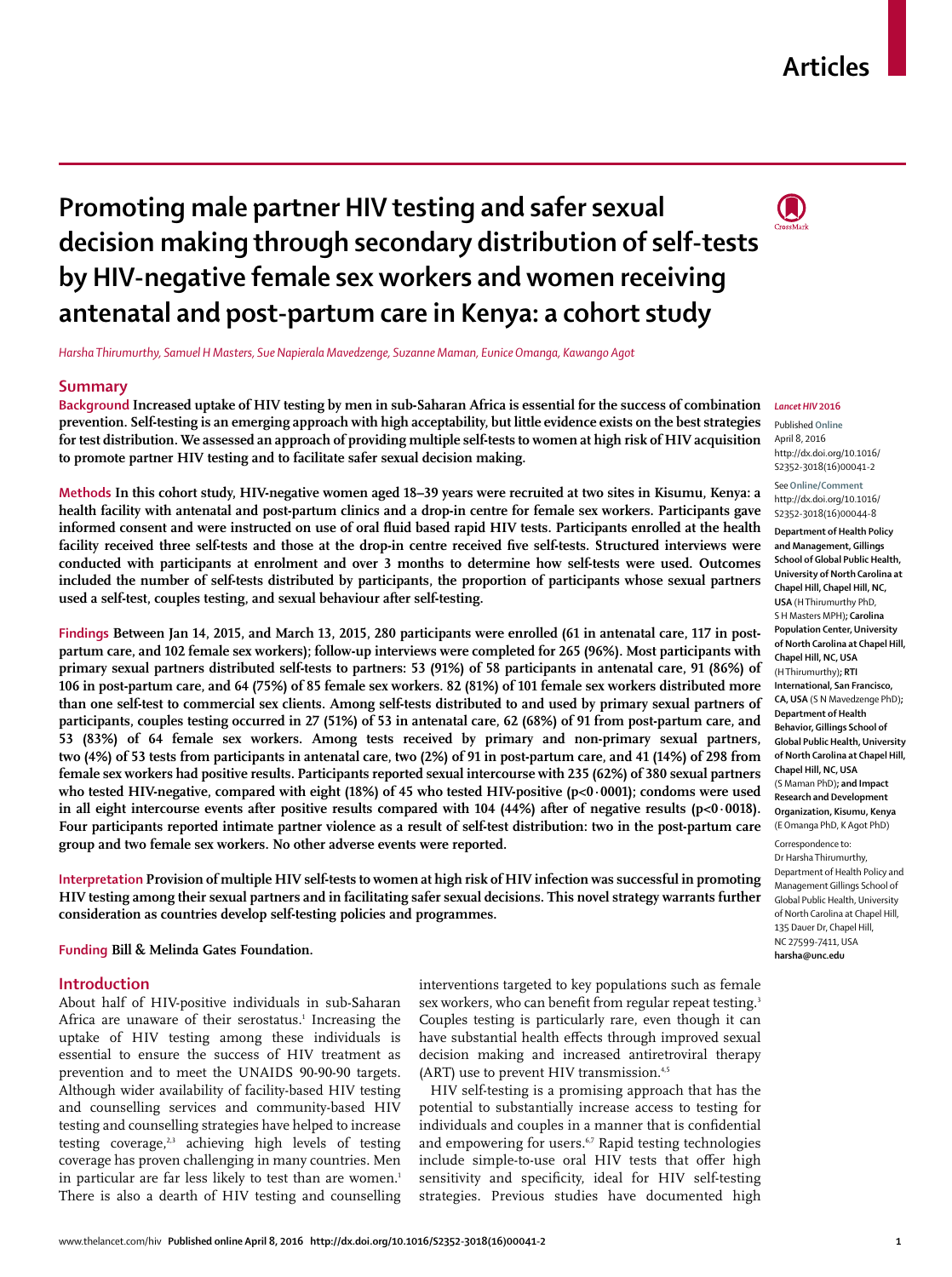Articles

# Promoting male partner HIV testing and safer sexual decision making through secondary distribution of self-tests by HIV-negative female sex workers and women receiving antenatal and post-partum care in Kenya: a cohort study

*Harsha Thirumurthy, Samuel H Masters, Sue Napierala Mavedzenge, Suzanne Maman, Eunice Omanga, Kawango Agot*

## Summary

**Background** Increased uptake of HIV testing by men in sub-Saharan Africa is essential for the success of combination prevention. Self-testing is an emerging approach with high acceptability, but little evidence exists on the best strategies for test distribution. We assessed an approach of providing multiple self-tests to women at high risk of HIV acquisition to promote partner HIV testing and to facilitate safer sexual decision making.

**Methods** In this cohort study, HIV-negative women aged 18–39 years were recruited at two sites in Kisumu, Kenya: a health facility with antenatal and post-partum clinics and a drop-in centre for female sex workers. Participants gave informed consent and were instructed on use of oral fluid based rapid HIV tests. Participants enrolled at the health facility received three self-tests and those at the drop-in centre received five self-tests. Structured interviews were conducted with participants at enrolment and over 3 months to determine how self-tests were used. Outcomes included the number of self-tests distributed by participants, the proportion of participants whose sexual partners used a self-test, couples testing, and sexual behaviour after self-testing.

**Findings** Between Jan 14, 2015, and March 13, 2015, 280 participants were enrolled (61 in antenatal care, 117 in post-partum care, and 102 female sex workers); follow-up interviews were completed for 265 (96%). Most participants with primary sexual partners distributed self-tests to partners: 53 (91%) of 58 participants in antenatal care, 91 (86%) of 106 in post-partum care, and 64 (75%) of 85 female sex workers. 82 (81%) of 101 female sex workers distributed more than one self-test to commercial sex clients. Among self-tests distributed to and used by primary sexual partners of participants, couples testing occurred in 27 (51%) of 53 in antenatal care, 62 (68%) of 91 from post-partum care, and 53 (83%) of 64 female sex workers. Among tests received by primary and non-primary sexual partners, two (4%) of 53 tests from participants in antenatal care, two (2%) of 91 in post-partum care, and 41 (14%) of 298 from female sex workers had positive results. Participants reported sexual intercourse with 235 (62%) of 380 sexual partners who tested HIV-negative, compared with eight (18%) of 45 who tested HIV-positive ($p<0·0001$); condoms were used in all eight intercourse events after positive results compared with 104 (44%) after of negative results ($p<0·0018$). Four participants reported intimate partner violence as a result of self-test distribution: two in the post-partum care group and two female sex workers. No other adverse events were reported.

**Interpretation** Provision of multiple HIV self-tests to women at high risk of HIV infection was successful in promoting HIV testing among their sexual partners and in facilitating safer sexual decisions. This novel strategy warrants further consideration as countries develop self-testing policies and programmes.

**Funding** Bill & Melinda Gates Foundation.

*Lancet HIV* 2016

Published **Online** April 8, 2016 http://dx.doi.org/10.1016/S2352-3018(16)00041-2

See **Online/Comment** http://dx.doi.org/10.1016/S2352-3018(16)00044-8

**Department of Health Policy and Management, Gillings School of Global Public Health, University of North Carolina at Chapel Hill, Chapel Hill, NC, USA** (H Thirumurthy PhD, S H Masters MPH)**; Carolina Population Center, University of North Carolina at Chapel Hill, Chapel Hill, NC, USA** (H Thirumurthy)**; RTI International, San Francisco, CA, USA** (S N Mavedzenge PhD)**; Department of Health Behavior, Gillings School of Global Public Health, University of North Carolina at Chapel Hill, Chapel Hill, NC, USA** (S Maman PhD)**; and Impact Research and Development Organization, Kisumu, Kenya** (E Omanga PhD, K Agot PhD)

Correspondence to: Dr Harsha Thirumurthy, Department of Health Policy and Management Gillings School of Global Public Health, University of North Carolina at Chapel Hill, 135 Dauer Dr, Chapel Hill, NC 27599-7411, USA **harsha@unc.edu**

## Introduction

About half of HIV-positive individuals in sub-Saharan Africa are unaware of their serostatus.[1] Increasing the uptake of HIV testing among these individuals is essential to ensure the success of HIV treatment as prevention and to meet the UNAIDS 90-90-90 targets. Although wider availability of facility-based HIV testing and counselling services and community-based HIV testing and counselling strategies have helped to increase testing coverage,[2,3] achieving high levels of testing coverage has proven challenging in many countries. Men in particular are far less likely to test than are women.[1] There is also a dearth of HIV testing and counselling interventions targeted to key populations such as female sex workers, who can benefit from regular repeat testing.[3] Couples testing is particularly rare, even though it can have substantial health effects through improved sexual decision making and increased antiretroviral therapy (ART) use to prevent HIV transmission.[4,5]

HIV self-testing is a promising approach that has the potential to substantially increase access to testing for individuals and couples in a manner that is confidential and empowering for users.[6,7] Rapid testing technologies include simple-to-use oral HIV tests that offer high sensitivity and specificity, ideal for HIV self-testing strategies. Previous studies have documented high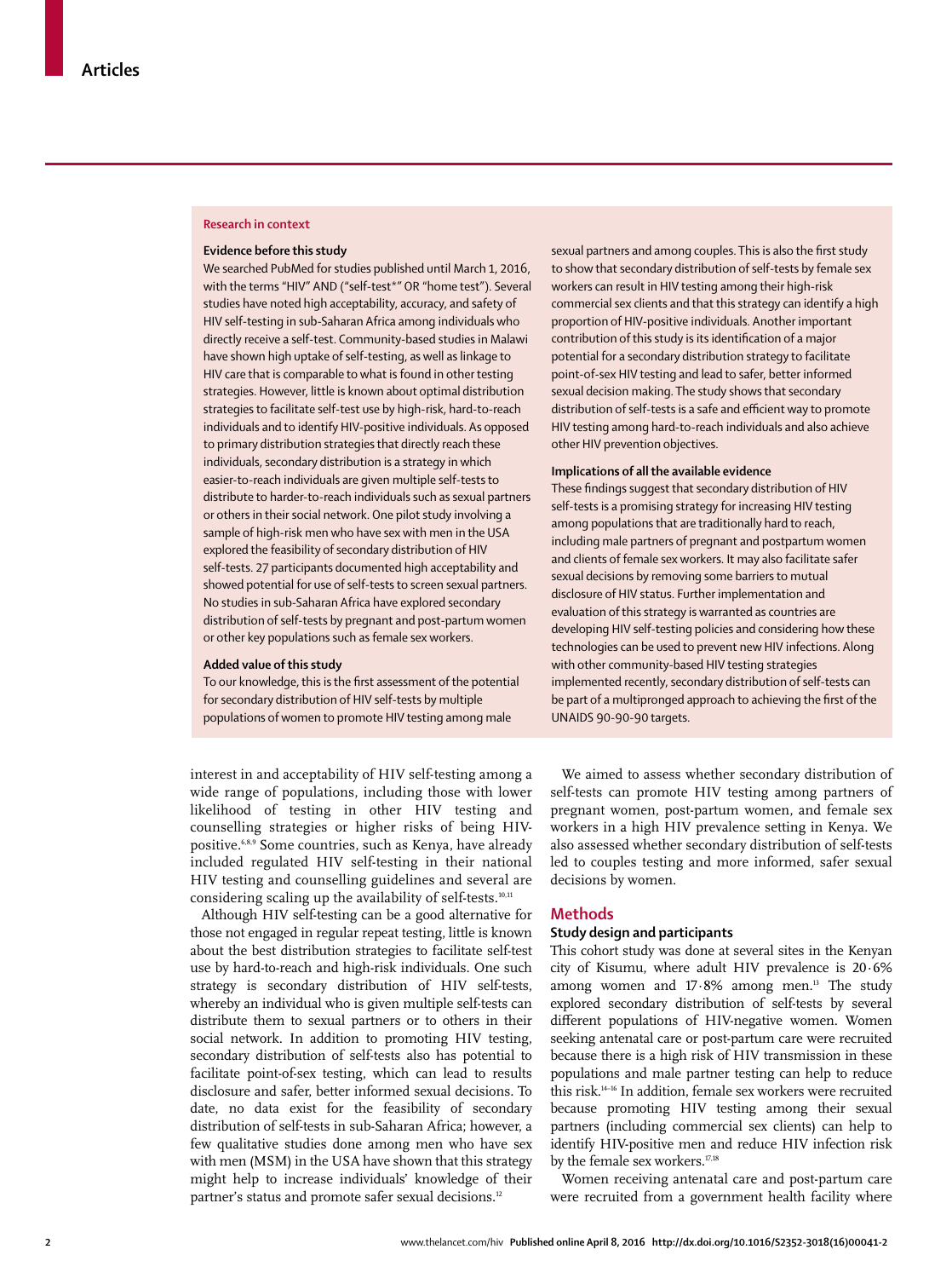## Research in context

### Evidence before this study

We searched PubMed for studies published until March 1, 2016, with the terms "HIV" AND ("self-test*" OR "home test"). Several studies have noted high acceptability, accuracy, and safety of HIV self-testing in sub-Saharan Africa among individuals who directly receive a self-test. Community-based studies in Malawi have shown high uptake of self-testing, as well as linkage to HIV care that is comparable to what is found in other testing strategies. However, little is known about optimal distribution strategies to facilitate self-test use by high-risk, hard-to-reach individuals and to identify HIV-positive individuals. As opposed to primary distribution strategies that directly reach these individuals, secondary distribution is a strategy in which easier-to-reach individuals are given multiple self-tests to distribute to harder-to-reach individuals such as sexual partners or others in their social network. One pilot study involving a sample of high-risk men who have sex with men in the USA explored the feasibility of secondary distribution of HIV self-tests. 27 participants documented high acceptability and showed potential for use of self-tests to screen sexual partners. No studies in sub-Saharan Africa have explored secondary distribution of self-tests by pregnant and post-partum women or other key populations such as female sex workers.

### Added value of this study

To our knowledge, this is the first assessment of the potential for secondary distribution of HIV self-tests by multiple populations of women to promote HIV testing among male sexual partners and among couples. This is also the first study to show that secondary distribution of self-tests by female sex workers can result in HIV testing among their high-risk commercial sex clients and that this strategy can identify a high proportion of HIV-positive individuals. Another important contribution of this study is its identification of a major potential for a secondary distribution strategy to facilitate point-of-sex HIV testing and lead to safer, better informed sexual decision making. The study shows that secondary distribution of self-tests is a safe and efficient way to promote HIV testing among hard-to-reach individuals and also achieve other HIV prevention objectives.

### Implications of all the available evidence

These findings suggest that secondary distribution of HIV self-tests is a promising strategy for increasing HIV testing among populations that are traditionally hard to reach, including male partners of pregnant and postpartum women and clients of female sex workers. It may also facilitate safer sexual decisions by removing some barriers to mutual disclosure of HIV status. Further implementation and evaluation of this strategy is warranted as countries are developing HIV self-testing policies and considering how these technologies can be used to prevent new HIV infections. Along with other community-based HIV testing strategies implemented recently, secondary distribution of self-tests can be part of a multipronged approach to achieving the first of the UNAIDS 90-90-90 targets.

interest in and acceptability of HIV self-testing among a wide range of populations, including those with lower likelihood of testing in other HIV testing and counselling strategies or higher risks of being HIV-positive.[6,8,9] Some countries, such as Kenya, have already included regulated HIV self-testing in their national HIV testing and counselling guidelines and several are considering scaling up the availability of self-tests.[10,11]

Although HIV self-testing can be a good alternative for those not engaged in regular repeat testing, little is known about the best distribution strategies to facilitate self-test use by hard-to-reach and high-risk individuals. One such strategy is secondary distribution of HIV self-tests, whereby an individual who is given multiple self-tests can distribute them to sexual partners or to others in their social network. In addition to promoting HIV testing, secondary distribution of self-tests also has potential to facilitate point-of-sex testing, which can lead to results disclosure and safer, better informed sexual decisions. To date, no data exist for the feasibility of secondary distribution of self-tests in sub-Saharan Africa; however, a few qualitative studies done among men who have sex with men (MSM) in the USA have shown that this strategy might help to increase individuals' knowledge of their partner's status and promote safer sexual decisions.[12]

We aimed to assess whether secondary distribution of self-tests can promote HIV testing among partners of pregnant women, post-partum women, and female sex workers in a high HIV prevalence setting in Kenya. We also assessed whether secondary distribution of self-tests led to couples testing and more informed, safer sexual decisions by women.

## Methods

### Study design and participants

This cohort study was done at several sites in the Kenyan city of Kisumu, where adult HIV prevalence is 20·6% among women and 17·8% among men.[13] The study explored secondary distribution of self-tests by several different populations of HIV-negative women. Women seeking antenatal care or post-partum care were recruited because there is a high risk of HIV transmission in these populations and male partner testing can help to reduce this risk.[14–16] In addition, female sex workers were recruited because promoting HIV testing among their sexual partners (including commercial sex clients) can help to identify HIV-positive men and reduce HIV infection risk by the female sex workers.[17,18]

Women receiving antenatal care and post-partum care were recruited from a government health facility where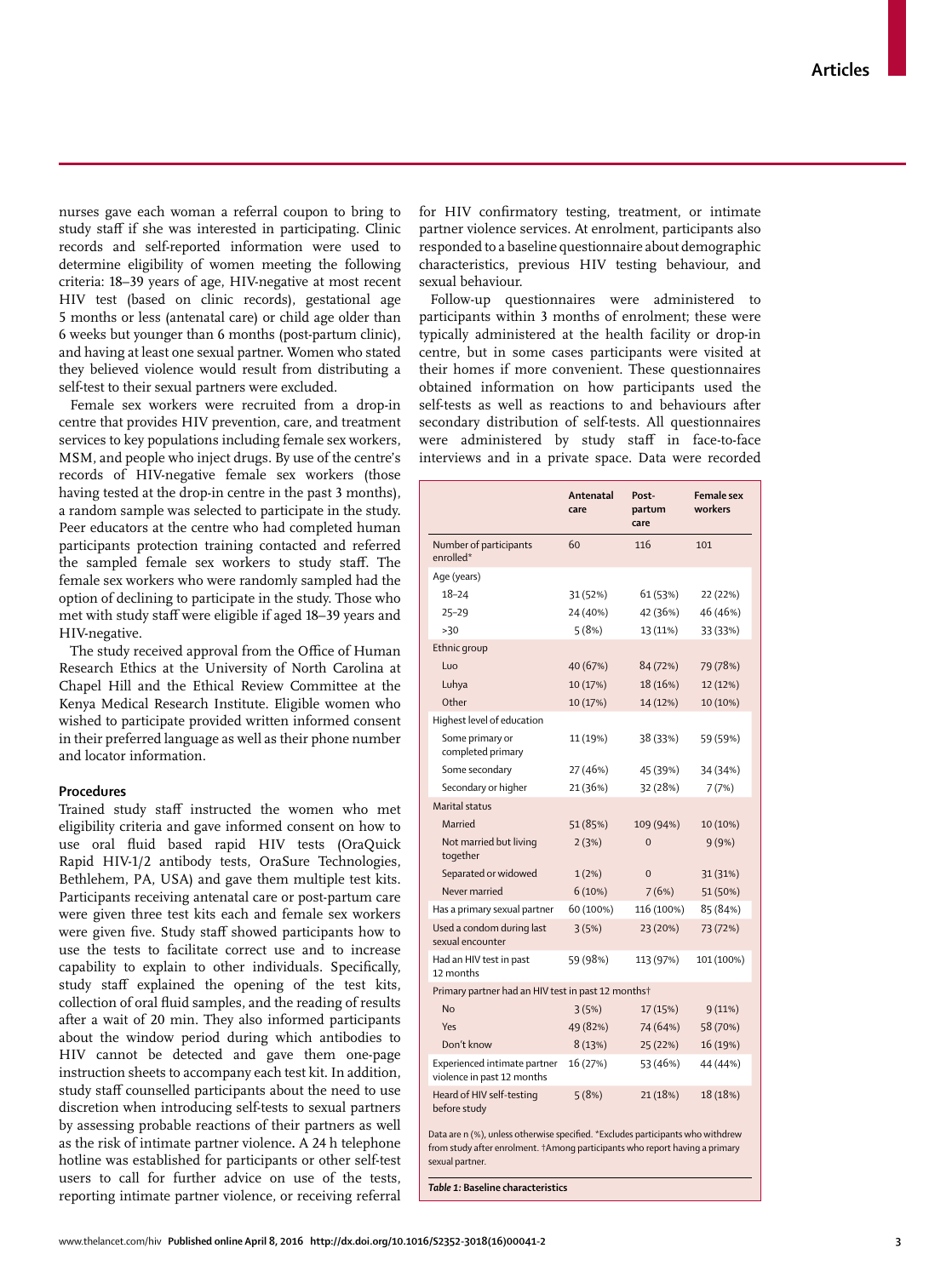nurses gave each woman a referral coupon to bring to study staff if she was interested in participating. Clinic records and self-reported information were used to determine eligibility of women meeting the following criteria: 18–39 years of age, HIV-negative at most recent HIV test (based on clinic records), gestational age 5 months or less (antenatal care) or child age older than 6 weeks but younger than 6 months (post-partum clinic), and having at least one sexual partner. Women who stated they believed violence would result from distributing a self-test to their sexual partners were excluded.

Female sex workers were recruited from a drop-in centre that provides HIV prevention, care, and treatment services to key populations including female sex workers, MSM, and people who inject drugs. By use of the centre's records of HIV-negative female sex workers (those having tested at the drop-in centre in the past 3 months), a random sample was selected to participate in the study. Peer educators at the centre who had completed human participants protection training contacted and referred the sampled female sex workers to study staff. The female sex workers who were randomly sampled had the option of declining to participate in the study. Those who met with study staff were eligible if aged 18–39 years and HIV-negative.

The study received approval from the Office of Human Research Ethics at the University of North Carolina at Chapel Hill and the Ethical Review Committee at the Kenya Medical Research Institute. Eligible women who wished to participate provided written informed consent in their preferred language as well as their phone number and locator information.

### Procedures

Trained study staff instructed the women who met eligibility criteria and gave informed consent on how to use oral fluid based rapid HIV tests (OraQuick Rapid HIV-1/2 antibody tests, OraSure Technologies, Bethlehem, PA, USA) and gave them multiple test kits. Participants receiving antenatal care or post-partum care were given three test kits each and female sex workers were given five. Study staff showed participants how to use the tests to facilitate correct use and to increase capability to explain to other individuals. Specifically, study staff explained the opening of the test kits, collection of oral fluid samples, and the reading of results after a wait of 20 min. They also informed participants about the window period during which antibodies to HIV cannot be detected and gave them one-page instruction sheets to accompany each test kit. In addition, study staff counselled participants about the need to use discretion when introducing self-tests to sexual partners by assessing probable reactions of their partners as well as the risk of intimate partner violence. A 24 h telephone hotline was established for participants or other self-test users to call for further advice on use of the tests, reporting intimate partner violence, or receiving referral for HIV confirmatory testing, treatment, or intimate partner violence services. At enrolment, participants also responded to a baseline questionnaire about demographic characteristics, previous HIV testing behaviour, and sexual behaviour.

Follow-up questionnaires were administered to participants within 3 months of enrolment; these were typically administered at the health facility or drop-in centre, but in some cases participants were visited at their homes if more convenient. These questionnaires obtained information on how participants used the self-tests as well as reactions to and behaviours after secondary distribution of self-tests. All questionnaires were administered by study staff in face-to-face interviews and in a private space. Data were recorded

| | Antenatal care | Post-partum care | Female sex workers |
|---|---|---|---|
| Number of participants enrolled* | 60 | 116 | 101 |
| Age (years) | | | |
| 18–24 | 31 (52%) | 61 (53%) | 22 (22%) |
| 25–29 | 24 (40%) | 42 (36%) | 46 (46%) |
| >30 | 5 (8%) | 13 (11%) | 33 (33%) |
| Ethnic group | | | |
| Luo | 40 (67%) | 84 (72%) | 79 (78%) |
| Luhya | 10 (17%) | 18 (16%) | 12 (12%) |
| Other | 10 (17%) | 14 (12%) | 10 (10%) |
| Highest level of education | | | |
| Some primary or completed primary | 11 (19%) | 38 (33%) | 59 (59%) |
| Some secondary | 27 (46%) | 45 (39%) | 34 (34%) |
| Secondary or higher | 21 (36%) | 32 (28%) | 7 (7%) |
| Marital status | | | |
| Married | 51 (85%) | 109 (94%) | 10 (10%) |
| Not married but living together | 2 (3%) | 0 | 9 (9%) |
| Separated or widowed | 1 (2%) | 0 | 31 (31%) |
| Never married | 6 (10%) | 7 (6%) | 51 (50%) |
| Has a primary sexual partner | 60 (100%) | 116 (100%) | 85 (84%) |
| Used a condom during last sexual encounter | 3 (5%) | 23 (20%) | 73 (72%) |
| Had an HIV test in past 12 months | 59 (98%) | 113 (97%) | 101 (100%) |
| Primary partner had an HIV test in past 12 months† | | | |
| No | 3 (5%) | 17 (15%) | 9 (11%) |
| Yes | 49 (82%) | 74 (64%) | 58 (70%) |
| Don't know | 8 (13%) | 25 (22%) | 16 (19%) |
| Experienced intimate partner violence in past 12 months | 16 (27%) | 53 (46%) | 44 (44%) |
| Heard of HIV self-testing before study | 5 (8%) | 21 (18%) | 18 (18%) |

Data are n (%), unless otherwise specified. *Excludes participants who withdrew from study after enrolment. †Among participants who report having a primary sexual partner.

*Table 1:* **Baseline characteristics**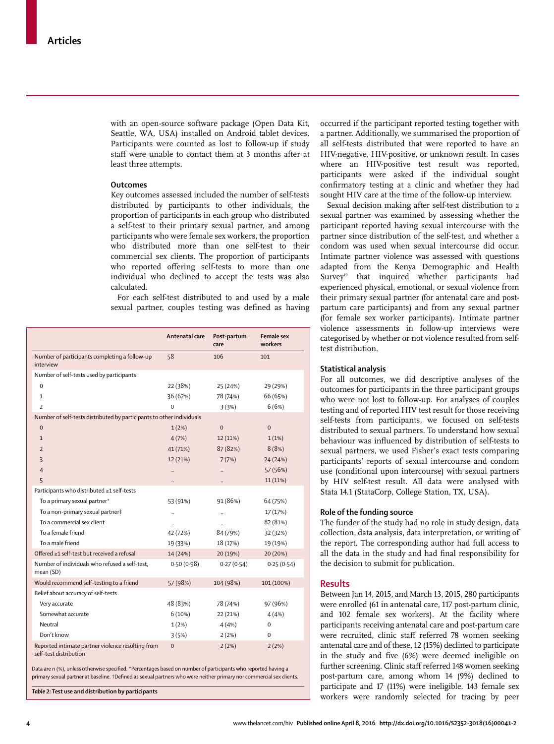with an open-source software package (Open Data Kit, Seattle, WA, USA) installed on Android tablet devices. Participants were counted as lost to follow-up if study staff were unable to contact them at 3 months after at least three attempts.

### Outcomes

Key outcomes assessed included the number of self-tests distributed by participants to other individuals, the proportion of participants in each group who distributed a self-test to their primary sexual partner, and among participants who were female sex workers, the proportion who distributed more than one self-test to their commercial sex clients. The proportion of participants who reported offering self-tests to more than one individual who declined to accept the tests was also calculated.

For each self-test distributed to and used by a male sexual partner, couples testing was defined as having occurred if the participant reported testing together with a partner. Additionally, we summarised the proportion of all self-tests distributed that were reported to have an HIV-negative, HIV-positive, or unknown result. In cases where an HIV-positive test result was reported, participants were asked if the individual sought confirmatory testing at a clinic and whether they had sought HIV care at the time of the follow-up interview.

Sexual decision making after self-test distribution to a sexual partner was examined by assessing whether the participant reported having sexual intercourse with the partner since distribution of the self-test, and whether a condom was used when sexual intercourse did occur. Intimate partner violence was assessed with questions adapted from the Kenya Demographic and Health Survey[19] that inquired whether participants had experienced physical, emotional, or sexual violence from their primary sexual partner (for antenatal care and post-partum care participants) and from any sexual partner (for female sex worker participants). Intimate partner violence assessments in follow-up interviews were categorised by whether or not violence resulted from self-test distribution.

|  | Antenatal care | Post-partum care | Female sex workers |
|---|---|---|---|
| Number of participants completing a follow-up interview | 58 | 106 | 101 |
| Number of self-tests used by participants |  |  |  |
| 0 | 22 (38%) | 25 (24%) | 29 (29%) |
| 1 | 36 (62%) | 78 (74%) | 66 (65%) |
| 2 | 0 | 3 (3%) | 6 (6%) |
| Number of self-tests distributed by participants to other individuals |  |  |  |
| 0 | 1 (2%) | 0 | 0 |
| 1 | 4 (7%) | 12 (11%) | 1 (1%) |
| 2 | 41 (71%) | 87 (82%) | 8 (8%) |
| 3 | 12 (21%) | 7 (7%) | 24 (24%) |
| 4 | .. | .. | 57 (56%) |
| 5 | .. | .. | 11 (11%) |
| Participants who distributed ≥1 self-tests |  |  |  |
| To a primary sexual partner* | 53 (91%) | 91 (86%) | 64 (75%) |
| To a non-primary sexual partner‡ | .. | .. | 17 (17%) |
| To a commercial sex client | .. | .. | 82 (81%) |
| To a female friend | 42 (72%) | 84 (79%) | 32 (32%) |
| To a male friend | 19 (33%) | 18 (17%) | 19 (19%) |
| Offered ≥1 self-test but received a refusal | 14 (24%) | 20 (19%) | 20 (20%) |
| Number of individuals who refused a self-test, mean (SD) | 0·50 (0·98) | 0·27 (0·54) | 0·25 (0·54) |
| Would recommend self-testing to a friend | 57 (98%) | 104 (98%) | 101 (100%) |
| Belief about accuracy of self-tests |  |  |  |
| Very accurate | 48 (83%) | 78 (74%) | 97 (96%) |
| Somewhat accurate | 6 (10%) | 22 (21%) | 4 (4%) |
| Neutral | 1 (2%) | 4 (4%) | 0 |
| Don't know | 3 (5%) | 2 (2%) | 0 |
| Reported intimate partner violence resulting from self-test distribution | 0 | 2 (2%) | 2 (2%) |

Data are n (%), unless otherwise specified. *Percentages based on number of participants who reported having a primary sexual partner at baseline. †Defined as sexual partners who were neither primary nor commercial sex clients.

***Table 2:*** **Test use and distribution by participants**

### Statistical analysis

For all outcomes, we did descriptive analyses of the outcomes for participants in the three participant groups who were not lost to follow-up. For analyses of couples testing and of reported HIV test result for those receiving self-tests from participants, we focused on self-tests distributed to sexual partners. To understand how sexual behaviour was influenced by distribution of self-tests to sexual partners, we used Fisher's exact tests comparing participants' reports of sexual intercourse and condom use (conditional upon intercourse) with sexual partners by HIV self-test result. All data were analysed with Stata 14.1 (StataCorp, College Station, TX, USA).

### Role of the funding source

The funder of the study had no role in study design, data collection, data analysis, data interpretation, or writing of the report. The corresponding author had full access to all the data in the study and had final responsibility for the decision to submit for publication.

## Results

Between Jan 14, 2015, and March 13, 2015, 280 participants were enrolled (61 in antenatal care, 117 post-partum clinic, and 102 female sex workers). At the facility where participants receiving antenatal care and post-partum care were recruited, clinic staff referred 78 women seeking antenatal care and of these, 12 (15%) declined to participate in the study and five (6%) were deemed ineligible on further screening. Clinic staff referred 148 women seeking post-partum care, among whom 14 (9%) declined to participate and 17 (11%) were ineligible. 143 female sex workers were randomly selected for tracing by peer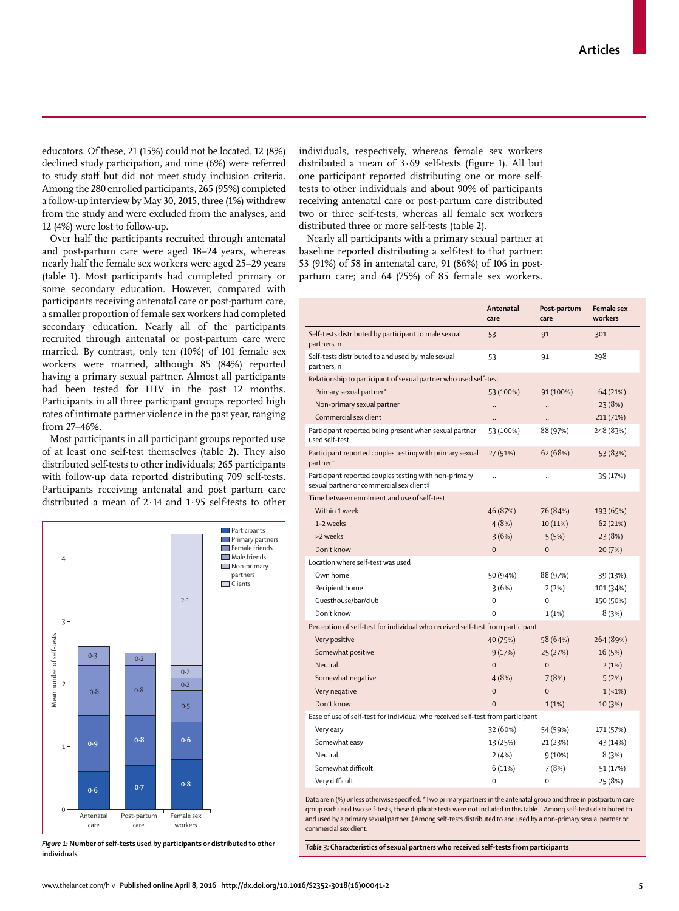educators. Of these, 21 (15%) could not be located, 12 (8%) declined study participation, and nine (6%) were referred to study staff but did not meet study inclusion criteria. Among the 280 enrolled participants, 265 (95%) completed a follow-up interview by May 30, 2015, three (1%) withdrew from the study and were excluded from the analyses, and 12 (4%) were lost to follow-up.

Over half the participants recruited through antenatal and post-partum care were aged 18–24 years, whereas nearly half the female sex workers were aged 25–29 years (table 1). Most participants had completed primary or some secondary education. However, compared with participants receiving antenatal care or post-partum care, a smaller proportion of female sex workers had completed secondary education. Nearly all of the participants recruited through antenatal or post-partum care were married. By contrast, only ten (10%) of 101 female sex workers were married, although 85 (84%) reported having a primary sexual partner. Almost all participants had been tested for HIV in the past 12 months. Participants in all three participant groups reported high rates of intimate partner violence in the past year, ranging from 27–46%.

Most participants in all participant groups reported use of at least one self-test themselves (table 2). They also distributed self-tests to other individuals; 265 participants with follow-up data reported distributing 709 self-tests. Participants receiving antenatal and post partum care distributed a mean of 2·14 and 1·95 self-tests to other individuals, respectively, whereas female sex workers distributed a mean of 3·69 self-tests (figure 1). All but one participant reported distributing one or more self-tests to other individuals and about 90% of participants receiving antenatal care or post-partum care distributed two or three self-tests, whereas all female sex workers distributed three or more self-tests (table 2).

Nearly all participants with a primary sexual partner at baseline reported distributing a self-test to that partner: 53 (91%) of 58 in antenatal care, 91 (86%) of 106 in post-partum care; and 64 (75%) of 85 female sex workers.

| | Antenatal care | Post-partum care | Female sex workers |
|---|---|---|---|
| Mean number of self-tests | | | |
| Participants | 0·6 | 0·7 | 0·8 |
| Primary partners | 0·9 | 0·8 | 0·6 |
| Female friends | 0·8 | 0·8 | 0·5 |
| Male friends | 0·3 | 0·2 | 0·2 |
| Non-primary partners | .. | .. | 0·2 |
| Clients | .. | .. | 2·1 |

**Figure 1: Number of self-tests used by participants or distributed to other individuals**

| | Antenatal care | Post-partum care | Female sex workers |
|---|---|---|---|
| Self-tests distributed by participant to male sexual partners, n | 53 | 91 | 301 |
| Self-tests distributed to and used by male sexual partners, n | 53 | 91 | 298 |
| **Relationship to participant of sexual partner who used self-test** | | | |
| Primary sexual partner* | 53 (100%) | 91 (100%) | 64 (21%) |
| Non-primary sexual partner | .. | .. | 23 (8%) |
| Commercial sex client | .. | .. | 211 (71%) |
| Participant reported being present when sexual partner used self-test | 53 (100%) | 88 (97%) | 248 (83%) |
| Participant reported couples testing with primary sexual partner† | 27 (51%) | 62 (68%) | 53 (83%) |
| Participant reported couples testing with non-primary sexual partner or commercial sex client‡ | .. | .. | 39 (17%) |
| **Time between enrolment and use of self-test** | | | |
| Within 1 week | 46 (87%) | 76 (84%) | 193 (65%) |
| 1–2 weeks | 4 (8%) | 10 (11%) | 62 (21%) |
| >2 weeks | 3 (6%) | 5 (5%) | 23 (8%) |
| Don't know | 0 | 0 | 20 (7%) |
| **Location where self-test was used** | | | |
| Own home | 50 (94%) | 88 (97%) | 39 (13%) |
| Recipient home | 3 (6%) | 2 (2%) | 101 (34%) |
| Guesthouse/bar/club | 0 | 0 | 150 (50%) |
| Don't know | 0 | 1 (1%) | 8 (3%) |
| **Perception of self-test for individual who received self-test from participant** | | | |
| Very positive | 40 (75%) | 58 (64%) | 264 (89%) |
| Somewhat positive | 9 (17%) | 25 (27%) | 16 (5%) |
| Neutral | 0 | 0 | 2 (1%) |
| Somewhat negative | 4 (8%) | 7 (8%) | 5 (2%) |
| Very negative | 0 | 0 | 1 (<1%) |
| Don't know | 0 | 1 (1%) | 10 (3%) |
| **Ease of use of self-test for individual who received self-test from participant** | | | |
| Very easy | 32 (60%) | 54 (59%) | 171 (57%) |
| Somewhat easy | 13 (25%) | 21 (23%) | 43 (14%) |
| Neutral | 2 (4%) | 9 (10%) | 8 (3%) |
| Somewhat difficult | 6 (11%) | 7 (8%) | 51 (17%) |
| Very difficult | 0 | 0 | 25 (8%) |

Data are n (%) unless otherwise specified. *Two primary partners in the antenatal group and three in postpartum care group each used two self-tests, these duplicate tests were not included in this table. †Among self-tests distributed to and used by a primary sexual partner. ‡Among self-tests distributed to and used by a non-primary sexual partner or commercial sex client.

**Table 3: Characteristics of sexual partners who received self-tests from participants**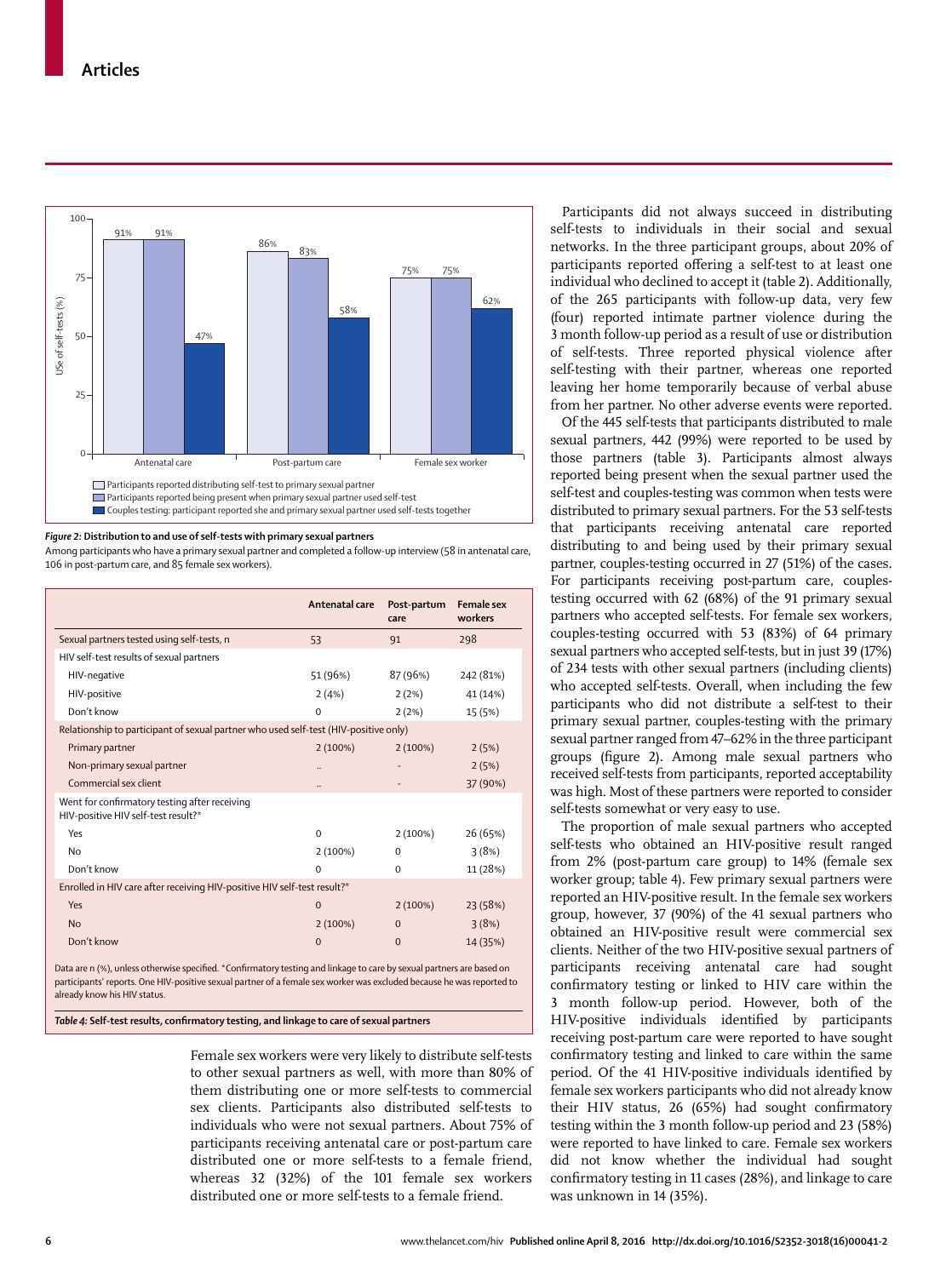Figure 2: Distribution to and use of self-tests with primary sexual partners
Among participants who have a primary sexual partner and completed a follow-up interview (58 in antenatal care, 106 in post-partum care, and 85 female sex workers).

| | Antenatal care | Post-partum care | Female sex workers |
|---|---|---|---|
| Sexual partners tested using self-tests, n | 53 | 91 | 298 |
| HIV self-test results of sexual partners | | | |
| HIV-negative | 51 (96%) | 87 (96%) | 242 (81%) |
| HIV-positive | 2 (4%) | 2 (2%) | 41 (14%) |
| Don't know | 0 | 2 (2%) | 15 (5%) |
| Relationship to participant of sexual partner who used self-test (HIV-positive only) | | | |
| Primary partner | 2 (100%) | 2 (100%) | 2 (5%) |
| Non-primary sexual partner | .. | - | 2 (5%) |
| Commercial sex client | .. | - | 37 (90%) |
| Went for confirmatory testing after receiving HIV-positive HIV self-test result?* | | | |
| Yes | 0 | 2 (100%) | 26 (65%) |
| No | 2 (100%) | 0 | 3 (8%) |
| Don't know | 0 | 0 | 11 (28%) |
| Enrolled in HIV care after receiving HIV-positive HIV self-test result?* | | | |
| Yes | 0 | 2 (100%) | 23 (58%) |
| No | 2 (100%) | 0 | 3 (8%) |
| Don't know | 0 | 0 | 14 (35%) |

Data are n (%), unless otherwise specified. *Confirmatory testing and linkage to care by sexual partners are based on participants' reports. One HIV-positive sexual partner of a female sex worker was excluded because he was reported to already know his HIV status.

Table 4: Self-test results, confirmatory testing, and linkage to care of sexual partners

Female sex workers were very likely to distribute self-tests to other sexual partners as well, with more than 80% of them distributing one or more self-tests to commercial sex clients. Participants also distributed self-tests to individuals who were not sexual partners. About 75% of participants receiving antenatal care or post-partum care distributed one or more self-tests to a female friend, whereas 32 (32%) of the 101 female sex workers distributed one or more self-tests to a female friend.

Participants did not always succeed in distributing self-tests to individuals in their social and sexual networks. In the three participant groups, about 20% of participants reported offering a self-test to at least one individual who declined to accept it (table 2). Additionally, of the 265 participants with follow-up data, very few (four) reported intimate partner violence during the 3 month follow-up period as a result of use or distribution of self-tests. Three reported physical violence after self-testing with their partner, whereas one reported leaving her home temporarily because of verbal abuse from her partner. No other adverse events were reported.

Of the 445 self-tests that participants distributed to male sexual partners, 442 (99%) were reported to be used by those partners (table 3). Participants almost always reported being present when the sexual partner used the self-test and couples-testing was common when tests were distributed to primary sexual partners. For the 53 self-tests that participants receiving antenatal care reported distributing to and being used by their primary sexual partner, couples-testing occurred in 27 (51%) of the cases. For participants receiving post-partum care, couples-testing occurred with 62 (68%) of the 91 primary sexual partners who accepted self-tests. For female sex workers, couples-testing occurred with 53 (83%) of 64 primary sexual partners who accepted self-tests, but in just 39 (17%) of 234 tests with other sexual partners (including clients) who accepted self-tests. Overall, when including the few participants who did not distribute a self-test to their primary sexual partner, couples-testing with the primary sexual partner ranged from 47–62% in the three participant groups (figure 2). Among male sexual partners who received self-tests from participants, reported acceptability was high. Most of these partners were reported to consider self-tests somewhat or very easy to use.

The proportion of male sexual partners who accepted self-tests who obtained an HIV-positive result ranged from 2% (post-partum care group) to 14% (female sex worker group; table 4). Few primary sexual partners were reported an HIV-positive result. In the female sex workers group, however, 37 (90%) of the 41 sexual partners who obtained an HIV-positive result were commercial sex clients. Neither of the two HIV-positive sexual partners of participants receiving antenatal care had sought confirmatory testing or linked to HIV care within the 3 month follow-up period. However, both of the HIV-positive individuals identified by participants receiving post-partum care were reported to have sought confirmatory testing and linked to care within the same period. Of the 41 HIV-positive individuals identified by female sex workers participants who did not already know their HIV status, 26 (65%) had sought confirmatory testing within the 3 month follow-up period and 23 (58%) were reported to have linked to care. Female sex workers did not know whether the individual had sought confirmatory testing in 11 cases (28%), and linkage to care was unknown in 14 (35%).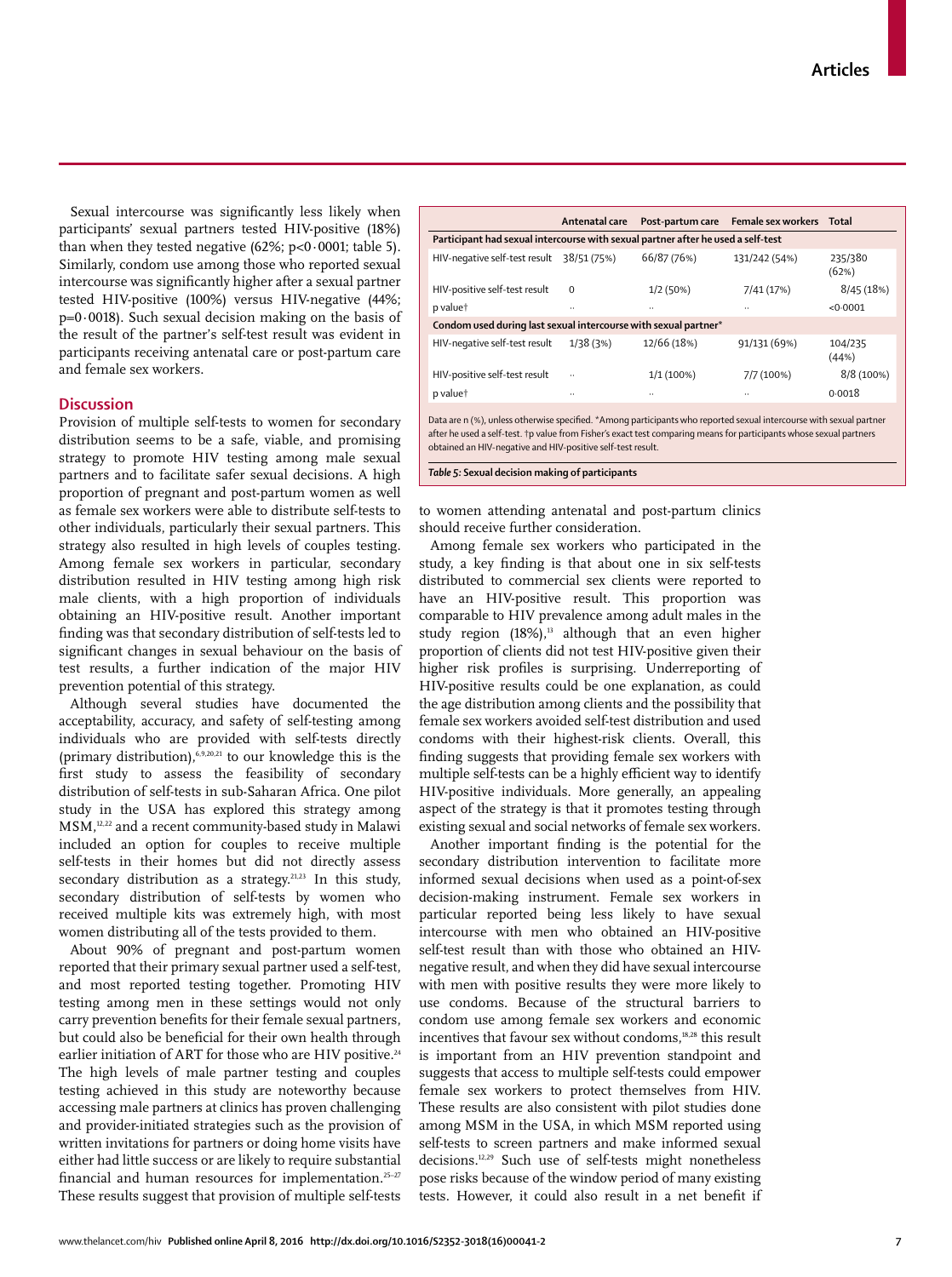Sexual intercourse was significantly less likely when participants' sexual partners tested HIV-positive (18%) than when they tested negative (62%; p<0·0001; table 5). Similarly, condom use among those who reported sexual intercourse was significantly higher after a sexual partner tested HIV-positive (100%) versus HIV-negative (44%; p=0·0018). Such sexual decision making on the basis of the result of the partner's self-test result was evident in participants receiving antenatal care or post-partum care and female sex workers.

## Discussion

Provision of multiple self-tests to women for secondary distribution seems to be a safe, viable, and promising strategy to promote HIV testing among male sexual partners and to facilitate safer sexual decisions. A high proportion of pregnant and post-partum women as well as female sex workers were able to distribute self-tests to other individuals, particularly their sexual partners. This strategy also resulted in high levels of couples testing. Among female sex workers in particular, secondary distribution resulted in HIV testing among high risk male clients, with a high proportion of individuals obtaining an HIV-positive result. Another important finding was that secondary distribution of self-tests led to significant changes in sexual behaviour on the basis of test results, a further indication of the major HIV prevention potential of this strategy.

Although several studies have documented the acceptability, accuracy, and safety of self-testing among individuals who are provided with self-tests directly (primary distribution),[6,9,20,21] to our knowledge this is the first study to assess the feasibility of secondary distribution of self-tests in sub-Saharan Africa. One pilot study in the USA has explored this strategy among MSM,[12,22] and a recent community-based study in Malawi included an option for couples to receive multiple self-tests in their homes but did not directly assess secondary distribution as a strategy.[21,23] In this study, secondary distribution of self-tests by women who received multiple kits was extremely high, with most women distributing all of the tests provided to them.

About 90% of pregnant and post-partum women reported that their primary sexual partner used a self-test, and most reported testing together. Promoting HIV testing among men in these settings would not only carry prevention benefits for their female sexual partners, but could also be beneficial for their own health through earlier initiation of ART for those who are HIV positive.[24] The high levels of male partner testing and couples testing achieved in this study are noteworthy because accessing male partners at clinics has proven challenging and provider-initiated strategies such as the provision of written invitations for partners or doing home visits have either had little success or are likely to require substantial financial and human resources for implementation.[25–27] These results suggest that provision of multiple self-tests to women attending antenatal and post-partum clinics should receive further consideration.

Among female sex workers who participated in the study, a key finding is that about one in six self-tests distributed to commercial sex clients were reported to have an HIV-positive result. This proportion was comparable to HIV prevalence among adult males in the study region (18%),[13] although that an even higher proportion of clients did not test HIV-positive given their higher risk profiles is surprising. Underreporting of HIV-positive results could be one explanation, as could the age distribution among clients and the possibility that female sex workers avoided self-test distribution and used condoms with their highest-risk clients. Overall, this finding suggests that providing female sex workers with multiple self-tests can be a highly efficient way to identify HIV-positive individuals. More generally, an appealing aspect of the strategy is that it promotes testing through existing sexual and social networks of female sex workers.

Another important finding is the potential for the secondary distribution intervention to facilitate more informed sexual decisions when used as a point-of-sex decision-making instrument. Female sex workers in particular reported being less likely to have sexual intercourse with men who obtained an HIV-positive self-test result than with those who obtained an HIV-negative result, and when they did have sexual intercourse with men with positive results they were more likely to use condoms. Because of the structural barriers to condom use among female sex workers and economic incentives that favour sex without condoms,[18,28] this result is important from an HIV prevention standpoint and suggests that access to multiple self-tests could empower female sex workers to protect themselves from HIV. These results are also consistent with pilot studies done among MSM in the USA, in which MSM reported using self-tests to screen partners and make informed sexual decisions.[12,29] Such use of self-tests might nonetheless pose risks because of the window period of many existing tests. However, it could also result in a net benefit if

| | Antenatal care | Post-partum care | Female sex workers | Total |
|---|---|---|---|---|
| **Participant had sexual intercourse with sexual partner after he used a self-test** | | | | |
| HIV-negative self-test result | 38/51 (75%) | 66/87 (76%) | 131/242 (54%) | 235/380 (62%) |
| HIV-positive self-test result | 0 | 1/2 (50%) | 7/41 (17%) | 8/45 (18%) |
| p value† | ·· | ·· | ·· | <0·0001 |
| **Condom used during last sexual intercourse with sexual partner*** | | | | |
| HIV-negative self-test result | 1/38 (3%) | 12/66 (18%) | 91/131 (69%) | 104/235 (44%) |
| HIV-positive self-test result | ·· | 1/1 (100%) | 7/7 (100%) | 8/8 (100%) |
| p value† | ·· | ·· | ·· | 0·0018 |

Data are n (%), unless otherwise specified. *Among participants who reported sexual intercourse with sexual partner after he used a self-test. †p value from Fisher's exact test comparing means for participants whose sexual partners obtained an HIV-negative and HIV-positive self-test result.

*Table 5:* **Sexual decision making of participants**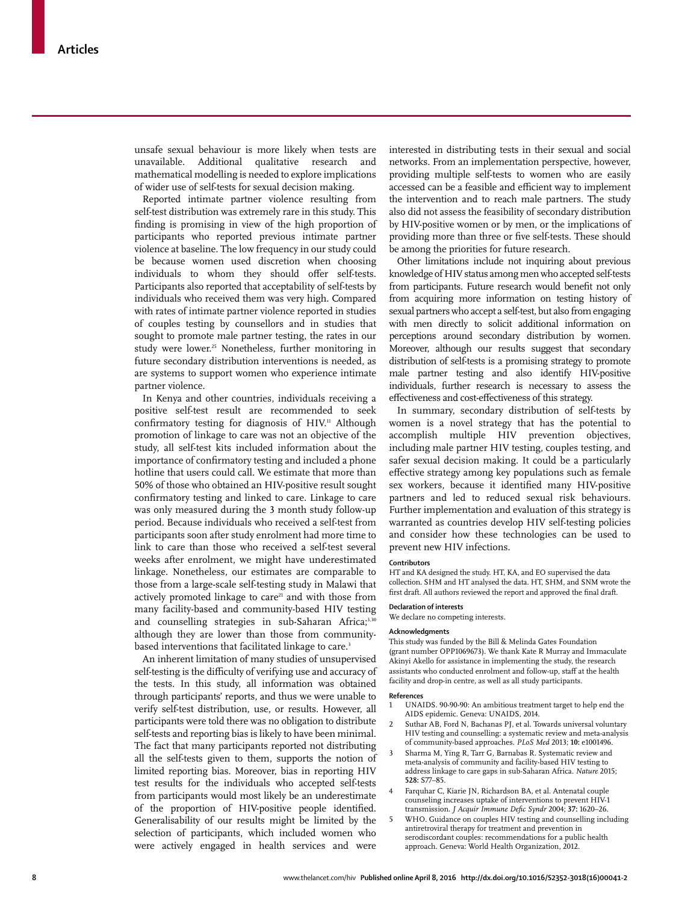unsafe sexual behaviour is more likely when tests are unavailable. Additional qualitative research and mathematical modelling is needed to explore implications of wider use of self-tests for sexual decision making.

Reported intimate partner violence resulting from self-test distribution was extremely rare in this study. This finding is promising in view of the high proportion of participants who reported previous intimate partner violence at baseline. The low frequency in our study could be because women used discretion when choosing individuals to whom they should offer self-tests. Participants also reported that acceptability of self-tests by individuals who received them was very high. Compared with rates of intimate partner violence reported in studies of couples testing by counsellors and in studies that sought to promote male partner testing, the rates in our study were lower.[25] Nonetheless, further monitoring in future secondary distribution interventions is needed, as are systems to support women who experience intimate partner violence.

In Kenya and other countries, individuals receiving a positive self-test result are recommended to seek confirmatory testing for diagnosis of HIV.[11] Although promotion of linkage to care was not an objective of the study, all self-test kits included information about the importance of confirmatory testing and included a phone hotline that users could call. We estimate that more than 50% of those who obtained an HIV-positive result sought confirmatory testing and linked to care. Linkage to care was only measured during the 3 month study follow-up period. Because individuals who received a self-test from participants soon after study enrolment had more time to link to care than those who received a self-test several weeks after enrolment, we might have underestimated linkage. Nonetheless, our estimates are comparable to those from a large-scale self-testing study in Malawi that actively promoted linkage to care[21] and with those from many facility-based and community-based HIV testing and counselling strategies in sub-Saharan Africa;[3,30] although they are lower than those from community-based interventions that facilitated linkage to care.[3]

An inherent limitation of many studies of unsupervised self-testing is the difficulty of verifying use and accuracy of the tests. In this study, all information was obtained through participants' reports, and thus we were unable to verify self-test distribution, use, or results. However, all participants were told there was no obligation to distribute self-tests and reporting bias is likely to have been minimal. The fact that many participants reported not distributing all the self-tests given to them, supports the notion of limited reporting bias. Moreover, bias in reporting HIV test results for the individuals who accepted self-tests from participants would most likely be an underestimate of the proportion of HIV-positive people identified. Generalisability of our results might be limited by the selection of participants, which included women who were actively engaged in health services and were interested in distributing tests in their sexual and social networks. From an implementation perspective, however, providing multiple self-tests to women who are easily accessed can be a feasible and efficient way to implement the intervention and to reach male partners. The study also did not assess the feasibility of secondary distribution by HIV-positive women or by men, or the implications of providing more than three or five self-tests. These should be among the priorities for future research.

Other limitations include not inquiring about previous knowledge of HIV status among men who accepted self-tests from participants. Future research would benefit not only from acquiring more information on testing history of sexual partners who accept a self-test, but also from engaging with men directly to solicit additional information on perceptions around secondary distribution by women. Moreover, although our results suggest that secondary distribution of self-tests is a promising strategy to promote male partner testing and also identify HIV-positive individuals, further research is necessary to assess the effectiveness and cost-effectiveness of this strategy.

In summary, secondary distribution of self-tests by women is a novel strategy that has the potential to accomplish multiple HIV prevention objectives, including male partner HIV testing, couples testing, and safer sexual decision making. It could be a particularly effective strategy among key populations such as female sex workers, because it identified many HIV-positive partners and led to reduced sexual risk behaviours. Further implementation and evaluation of this strategy is warranted as countries develop HIV self-testing policies and consider how these technologies can be used to prevent new HIV infections.

#### Contributors

HT and KA designed the study. HT, KA, and EO supervised the data collection. SHM and HT analysed the data. HT, SHM, and SNM wrote the first draft. All authors reviewed the report and approved the final draft.

#### Declaration of interests

We declare no competing interests.

#### Acknowledgments

This study was funded by the Bill & Melinda Gates Foundation (grant number OPP1069673). We thank Kate R Murray and Immaculate Akinyi Akello for assistance in implementing the study, the research assistants who conducted enrolment and follow-up, staff at the health facility and drop-in centre, as well as all study participants.

#### References

1. UNAIDS. 90-90-90: An ambitious treatment target to help end the AIDS epidemic. Geneva: UNAIDS, 2014.
2. Suthar AB, Ford N, Bachanas PJ, et al. Towards universal voluntary HIV testing and counselling: a systematic review and meta-analysis of community-based approaches. *PLoS Med* 2013; **10:** e1001496.
3. Sharma M, Ying R, Tarr G, Barnabas R. Systematic review and meta-analysis of community and facility-based HIV testing to address linkage to care gaps in sub-Saharan Africa. *Nature* 2015; **528:** S77–85.
4. Farquhar C, Kiarie JN, Richardson BA, et al. Antenatal couple counseling increases uptake of interventions to prevent HIV-1 transmission. *J Acquir Immune Defic Syndr* 2004; **37:** 1620–26.
5. WHO. Guidance on couples HIV testing and counselling including antiretroviral therapy for treatment and prevention in serodiscordant couples: recommendations for a public health approach. Geneva: World Health Organization, 2012.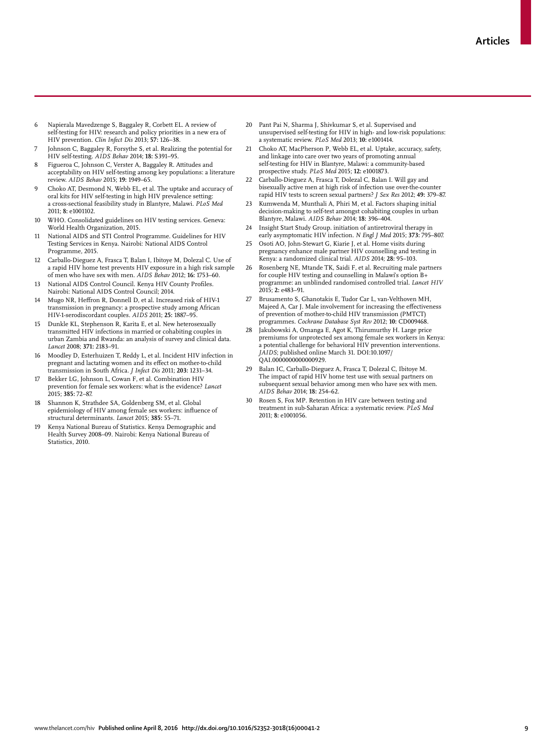6. Napierala Mavedzenge S, Baggaley R, Corbett EL. A review of self-testing for HIV: research and policy priorities in a new era of HIV prevention. *Clin Infect Dis* 2013; **57:** 126–38.
7. Johnson C, Baggaley R, Forsythe S, et al. Realizing the potential for HIV self-testing. *AIDS Behav* 2014; **18:** S391–95.
8. Figueroa C, Johnson C, Verster A, Baggaley R. Attitudes and acceptability on HIV self-testing among key populations: a literature review. *AIDS Behav* 2015; **19:** 1949–65.
9. Choko AT, Desmond N, Webb EL, et al. The uptake and accuracy of oral kits for HIV self-testing in high HIV prevalence setting: a cross-sectional feasibility study in Blantyre, Malawi. *PLoS Med* 2011; **8:** e1001102.
10. WHO. Consolidated guidelines on HIV testing services. Geneva: World Health Organization, 2015.
11. National AIDS and STI Control Programme. Guidelines for HIV Testing Services in Kenya. Nairobi: National AIDS Control Programme, 2015.
12. Carballo-Dieguez A, Frasca T, Balan I, Ibitoye M, Dolezal C. Use of a rapid HIV home test prevents HIV exposure in a high risk sample of men who have sex with men. *AIDS Behav* 2012; **16:** 1753–60.
13. National AIDS Control Council. Kenya HIV County Profiles. Nairobi: National AIDS Control Council; 2014.
14. Mugo NR, Heffron R, Donnell D, et al. Increased risk of HIV-1 transmission in pregnancy: a prospective study among African HIV-1-serodiscordant couples. *AIDS* 2011; **25:** 1887–95.
15. Dunkle KL, Stephenson R, Karita E, et al. New heterosexually transmitted HIV infections in married or cohabiting couples in urban Zambia and Rwanda: an analysis of survey and clinical data. *Lancet* 2008; **371:** 2183–91.
16. Moodley D, Esterhuizen T, Reddy L, et al. Incident HIV infection in pregnant and lactating women and its effect on mother-to-child transmission in South Africa. *J Infect Dis* 2011; **203:** 1231–34.
17. Bekker LG, Johnson L, Cowan F, et al. Combination HIV prevention for female sex workers: what is the evidence? *Lancet* 2015; **385:** 72–87.
18. Shannon K, Strathdee SA, Goldenberg SM, et al. Global epidemiology of HIV among female sex workers: influence of structural determinants. *Lancet* 2015; **385:** 55–71.
19. Kenya National Bureau of Statistics. Kenya Demographic and Health Survey 2008–09. Nairobi: Kenya National Bureau of Statistics, 2010.
20. Pant Pai N, Sharma J, Shivkumar S, et al. Supervised and unsupervised self-testing for HIV in high- and low-risk populations: a systematic review. *PLoS Med* 2013; **10:** e1001414.
21. Choko AT, MacPherson P, Webb EL, et al. Uptake, accuracy, safety, and linkage into care over two years of promoting annual self-testing for HIV in Blantyre, Malawi: a community-based prospective study. *PLoS Med* 2015; **12:** e1001873.
22. Carballo-Dieguez A, Frasca T, Dolezal C, Balan I. Will gay and bisexually active men at high risk of infection use over-the-counter rapid HIV tests to screen sexual partners? *J Sex Res* 2012; **49:** 379–87.
23. Kumwenda M, Munthali A, Phiri M, et al. Factors shaping initial decision-making to self-test amongst cohabiting couples in urban Blantyre, Malawi. *AIDS Behav* 2014; **18:** 396–404.
24. Insight Start Study Group. initiation of antiretroviral therapy in early asymptomatic HIV infection. *N Engl J Med* 2015; **373:** 795–807.
25. Osoti AO, John-Stewart G, Kiarie J, et al. Home visits during pregnancy enhance male partner HIV counselling and testing in Kenya: a randomized clinical trial. *AIDS* 2014; **28:** 95–103.
26. Rosenberg NE, Mtande TK, Saidi F, et al. Recruiting male partners for couple HIV testing and counselling in Malawi's option B+ programme: an unblinded randomised controlled trial. *Lancet HIV* 2015; **2:** e483–91.
27. Brusamento S, Ghanotakis E, Tudor Car L, van-Velthoven MH, Majeed A, Car J. Male involvement for increasing the effectiveness of prevention of mother-to-child HIV transmission (PMTCT) programmes. *Cochrane Database Syst Rev* 2012; **10:** CD009468.
28. Jakubowski A, Omanga E, Agot K, Thirumurthy H. Large price premiums for unprotected sex among female sex workers in Kenya: a potential challenge for behavioral HIV prevention interventions. *JAIDS*; published online March 31. DOI:10.1097/QAI.0000000000000929.
29. Balan IC, Carballo-Dieguez A, Frasca T, Dolezal C, Ibitoye M. The impact of rapid HIV home test use with sexual partners on subsequent sexual behavior among men who have sex with men. *AIDS Behav* 2014; **18:** 254–62.
30. Rosen S, Fox MP. Retention in HIV care between testing and treatment in sub-Saharan Africa: a systematic review. *PLoS Med* 2011; **8:** e1001056.